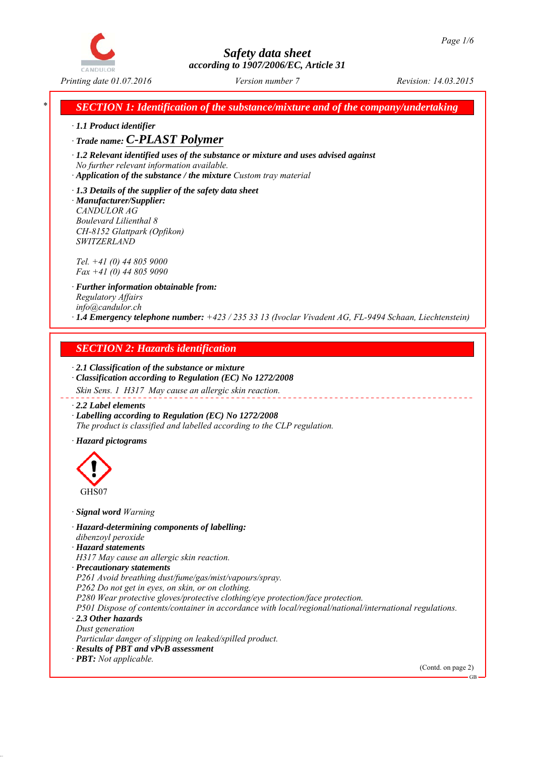# Safety data sheet
according to 1907/2006/EC, Article 31

Printing date 01.07.2016 | Version number 7 | Revision: 14.03.2015

## * SECTION 1: Identification of the substance/mixture and of the company/undertaking

· **1.1 Product identifier**

· **Trade name: C-PLAST Polymer**

· **1.2 Relevant identified uses of the substance or mixture and uses advised against**
No further relevant information available.

· **Application of the substance / the mixture** Custom tray material

· **1.3 Details of the supplier of the safety data sheet**

· **Manufacturer/Supplier:**
CANDULOR AG
Boulevard Lilienthal 8
CH-8152 Glattpark (Opfikon)
SWITZERLAND

Tel. +41 (0) 44 805 9000
Fax +41 (0) 44 805 9090

· **Further information obtainable from:**
Regulatory Affairs
info@candulor.ch

· **1.4 Emergency telephone number:** +423 / 235 33 13 (Ivoclar Vivadent AG, FL-9494 Schaan, Liechtenstein)

## SECTION 2: Hazards identification

· **2.1 Classification of the substance or mixture**

· **Classification according to Regulation (EC) No 1272/2008**
Skin Sens. 1 H317 May cause an allergic skin reaction.

· **2.2 Label elements**

· **Labelling according to Regulation (EC) No 1272/2008**
The product is classified and labelled according to the CLP regulation.

· **Hazard pictograms**

GHS07

· **Signal word** Warning

· **Hazard-determining components of labelling:**
dibenzoyl peroxide

· **Hazard statements**
H317 May cause an allergic skin reaction.

· **Precautionary statements**
P261 Avoid breathing dust/fume/gas/mist/vapours/spray.
P262 Do not get in eyes, on skin, or on clothing.
P280 Wear protective gloves/protective clothing/eye protection/face protection.
P501 Dispose of contents/container in accordance with local/regional/national/international regulations.

· **2.3 Other hazards**
Dust generation
Particular danger of slipping on leaked/spilled product.

· **Results of PBT and vPvB assessment**

· **PBT:** Not applicable.

(Contd. on page 2)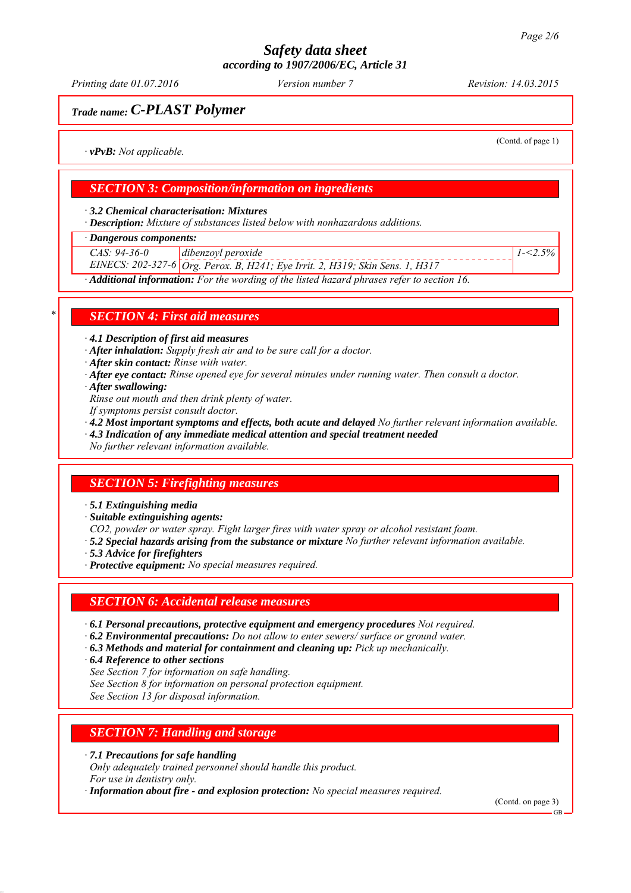## Trade name: C-PLAST Polymer

(Contd. of page 1)

· **vPvB:** *Not applicable.*

## SECTION 3: Composition/information on ingredients

· **3.2 Chemical characterisation: Mixtures**
· **Description:** *Mixture of substances listed below with nonhazardous additions.*

| · Dangerous components: | | |
|---|---|---|
| CAS: 94-36-0<br>EINECS: 202-327-6 | dibenzoyl peroxide<br>Org. Perox. B, H241; Eye Irrit. 2, H319; Skin Sens. 1, H317 | 1-<2.5% |

· **Additional information:** *For the wording of the listed hazard phrases refer to section 16.*

## * SECTION 4: First aid measures

· **4.1 Description of first aid measures**
· **After inhalation:** *Supply fresh air and to be sure call for a doctor.*
· **After skin contact:** *Rinse with water.*
· **After eye contact:** *Rinse opened eye for several minutes under running water. Then consult a doctor.*
· **After swallowing:**
*Rinse out mouth and then drink plenty of water.*
*If symptoms persist consult doctor.*
· **4.2 Most important symptoms and effects, both acute and delayed** *No further relevant information available.*
· **4.3 Indication of any immediate medical attention and special treatment needed**
*No further relevant information available.*

## SECTION 5: Firefighting measures

· **5.1 Extinguishing media**
· **Suitable extinguishing agents:**
*CO2, powder or water spray. Fight larger fires with water spray or alcohol resistant foam.*
· **5.2 Special hazards arising from the substance or mixture** *No further relevant information available.*
· **5.3 Advice for firefighters**
· **Protective equipment:** *No special measures required.*

## SECTION 6: Accidental release measures

· **6.1 Personal precautions, protective equipment and emergency procedures** *Not required.*
· **6.2 Environmental precautions:** *Do not allow to enter sewers/ surface or ground water.*
· **6.3 Methods and material for containment and cleaning up:** *Pick up mechanically.*
· **6.4 Reference to other sections**
*See Section 7 for information on safe handling.*
*See Section 8 for information on personal protection equipment.*
*See Section 13 for disposal information.*

## SECTION 7: Handling and storage

· **7.1 Precautions for safe handling**
*Only adequately trained personnel should handle this product.*
*For use in dentistry only.*
· **Information about fire - and explosion protection:** *No special measures required.*

(Contd. on page 3)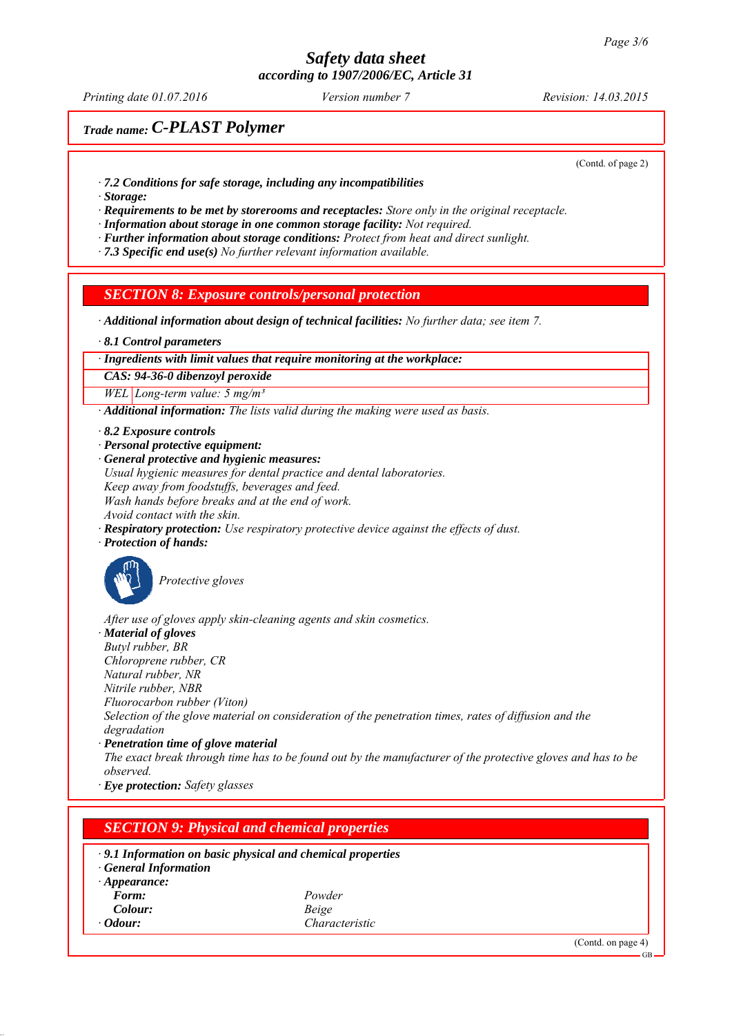Trade name: **C-PLAST Polymer**

(Contd. of page 2)

· **7.2 Conditions for safe storage, including any incompatibilities**
· **Storage:**
· **Requirements to be met by storerooms and receptacles:** Store only in the original receptacle.
· **Information about storage in one common storage facility:** Not required.
· **Further information about storage conditions:** Protect from heat and direct sunlight.
· **7.3 Specific end use(s)** No further relevant information available.

## SECTION 8: Exposure controls/personal protection

· **Additional information about design of technical facilities:** No further data; see item 7.

· **8.1 Control parameters**

| · Ingredients with limit values that require monitoring at the workplace: | |
|---|---|
| **CAS: 94-36-0 dibenzoyl peroxide** | |
| WEL | Long-term value: 5 mg/m³ |

· **Additional information:** The lists valid during the making were used as basis.

· **8.2 Exposure controls**
· **Personal protective equipment:**
· **General protective and hygienic measures:**
Usual hygienic measures for dental practice and dental laboratories.
Keep away from foodstuffs, beverages and feed.
Wash hands before breaks and at the end of work.
Avoid contact with the skin.
· **Respiratory protection:** Use respiratory protective device against the effects of dust.
· **Protection of hands:**

Protective gloves

After use of gloves apply skin-cleaning agents and skin cosmetics.
· **Material of gloves**
Butyl rubber, BR
Chloroprene rubber, CR
Natural rubber, NR
Nitrile rubber, NBR
Fluorocarbon rubber (Viton)
Selection of the glove material on consideration of the penetration times, rates of diffusion and the degradation
· **Penetration time of glove material**
The exact break through time has to be found out by the manufacturer of the protective gloves and has to be observed.
· **Eye protection:** Safety glasses

## SECTION 9: Physical and chemical properties

· **9.1 Information on basic physical and chemical properties**
· **General Information**

| · **Appearance:** | |
|---|---|
| **Form:** | Powder |
| **Colour:** | Beige |
| · **Odour:** | Characteristic |

(Contd. on page 4)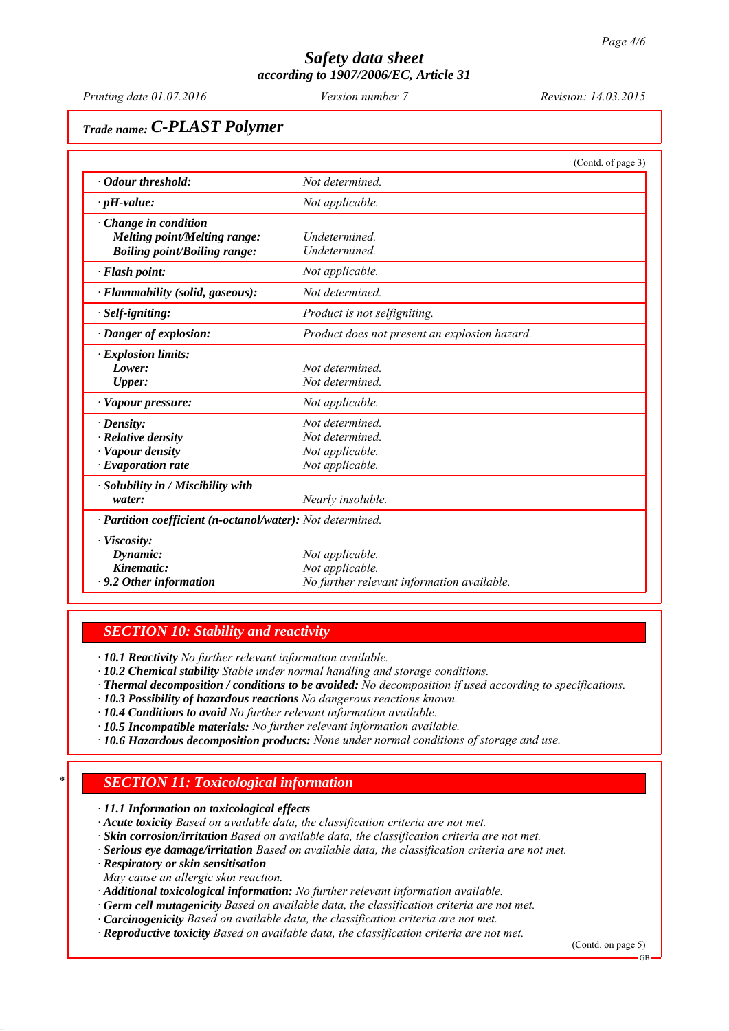**Trade name: C-PLAST Polymer**

(Contd. of page 3)

| | |
|---|---|
| · **Odour threshold:** | Not determined. |
| · **pH-value:** | Not applicable. |
| · **Change in condition**<br>**Melting point/Melting range:**<br>**Boiling point/Boiling range:** | <br>Undetermined.<br>Undetermined. |
| · **Flash point:** | Not applicable. |
| · **Flammability (solid, gaseous):** | Not determined. |
| · **Self-igniting:** | Product is not selfigniting. |
| · **Danger of explosion:** | Product does not present an explosion hazard. |
| · **Explosion limits:**<br>**Lower:**<br>**Upper:** | <br>Not determined.<br>Not determined. |
| · **Vapour pressure:** | Not applicable. |
| · **Density:**<br>· **Relative density**<br>· **Vapour density**<br>· **Evaporation rate** | Not determined.<br>Not determined.<br>Not applicable.<br>Not applicable. |
| · **Solubility in / Miscibility with water:** | Nearly insoluble. |
| · **Partition coefficient (n-octanol/water):** | Not determined. |
| · **Viscosity:**<br>**Dynamic:**<br>**Kinematic:**<br>· **9.2 Other information** | <br>Not applicable.<br>Not applicable.<br>No further relevant information available. |

## SECTION 10: Stability and reactivity

· **10.1 Reactivity** No further relevant information available.
· **10.2 Chemical stability** Stable under normal handling and storage conditions.
· **Thermal decomposition / conditions to be avoided:** No decomposition if used according to specifications.
· **10.3 Possibility of hazardous reactions** No dangerous reactions known.
· **10.4 Conditions to avoid** No further relevant information available.
· **10.5 Incompatible materials:** No further relevant information available.
· **10.6 Hazardous decomposition products:** None under normal conditions of storage and use.

## * SECTION 11: Toxicological information

· **11.1 Information on toxicological effects**
· **Acute toxicity** Based on available data, the classification criteria are not met.
· **Skin corrosion/irritation** Based on available data, the classification criteria are not met.
· **Serious eye damage/irritation** Based on available data, the classification criteria are not met.
· **Respiratory or skin sensitisation**
May cause an allergic skin reaction.
· **Additional toxicological information:** No further relevant information available.
· **Germ cell mutagenicity** Based on available data, the classification criteria are not met.
· **Carcinogenicity** Based on available data, the classification criteria are not met.
· **Reproductive toxicity** Based on available data, the classification criteria are not met.

(Contd. on page 5)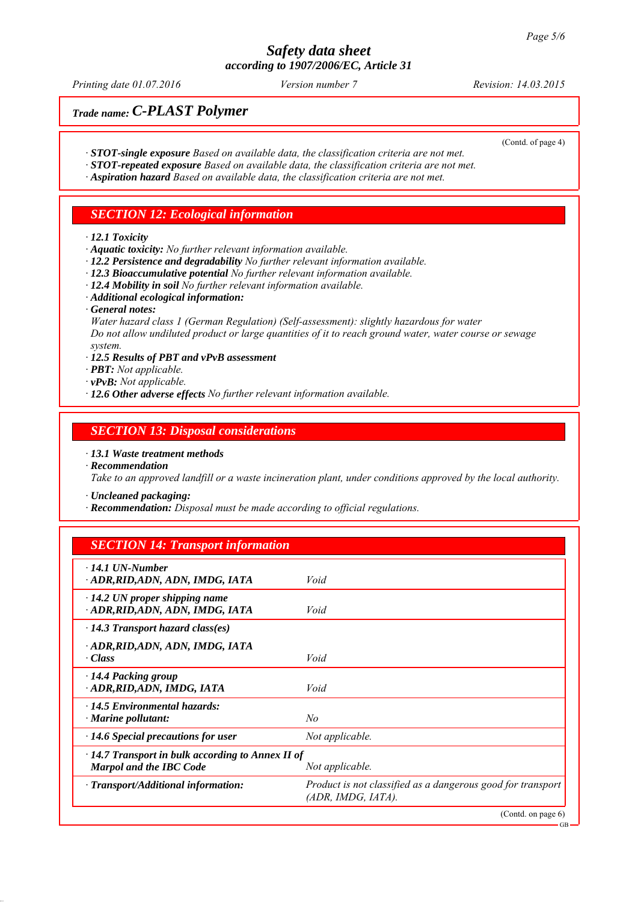## Trade name: C-PLAST Polymer

(Contd. of page 4)

· **STOT-single exposure** *Based on available data, the classification criteria are not met.*
· **STOT-repeated exposure** *Based on available data, the classification criteria are not met.*
· **Aspiration hazard** *Based on available data, the classification criteria are not met.*

## SECTION 12: Ecological information

· **12.1 Toxicity**
· **Aquatic toxicity:** *No further relevant information available.*
· **12.2 Persistence and degradability** *No further relevant information available.*
· **12.3 Bioaccumulative potential** *No further relevant information available.*
· **12.4 Mobility in soil** *No further relevant information available.*
· **Additional ecological information:**
· **General notes:**
*Water hazard class 1 (German Regulation) (Self-assessment): slightly hazardous for water*
*Do not allow undiluted product or large quantities of it to reach ground water, water course or sewage system.*
· **12.5 Results of PBT and vPvB assessment**
· **PBT:** *Not applicable.*
· **vPvB:** *Not applicable.*
· **12.6 Other adverse effects** *No further relevant information available.*

## SECTION 13: Disposal considerations

· **13.1 Waste treatment methods**
· **Recommendation**
*Take to an approved landfill or a waste incineration plant, under conditions approved by the local authority.*

· **Uncleaned packaging:**
· **Recommendation:** *Disposal must be made according to official regulations.*

## SECTION 14: Transport information

| | |
|---|---|
| · **14.1 UN-Number**<br>· **ADR,RID,ADN, ADN, IMDG, IATA** | *Void* |
| · **14.2 UN proper shipping name**<br>· **ADR,RID,ADN, ADN, IMDG, IATA** | *Void* |
| · **14.3 Transport hazard class(es)** | |
| · **ADR,RID,ADN, ADN, IMDG, IATA**<br>· **Class** | *Void* |
| · **14.4 Packing group**<br>· **ADR,RID,ADN, IMDG, IATA** | *Void* |
| · **14.5 Environmental hazards:**<br>· **Marine pollutant:** | *No* |
| · **14.6 Special precautions for user** | *Not applicable.* |
| · **14.7 Transport in bulk according to Annex II of Marpol and the IBC Code** | *Not applicable.* |
| · **Transport/Additional information:** | *Product is not classified as a dangerous good for transport (ADR, IMDG, IATA).* |

(Contd. on page 6)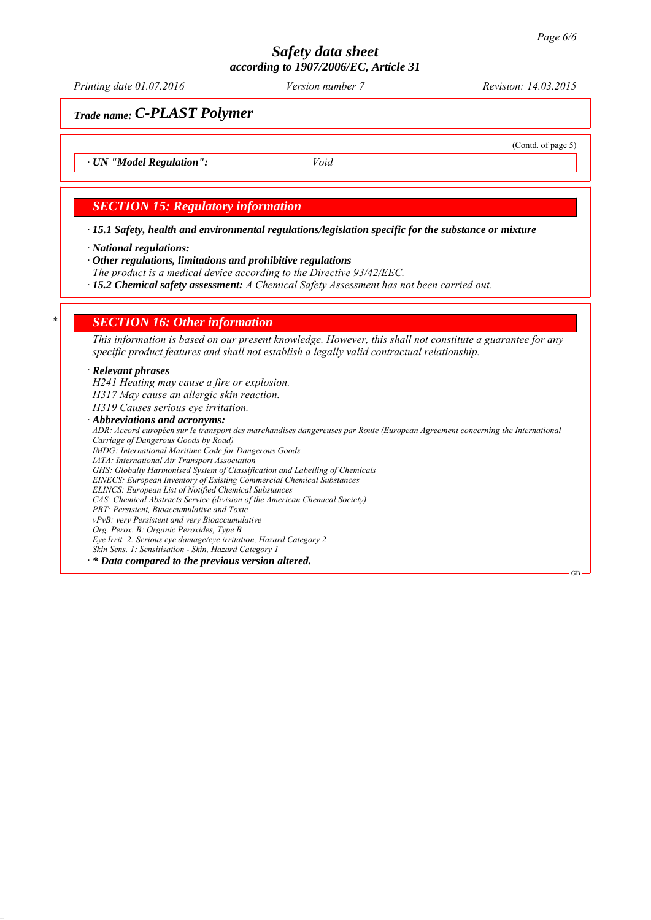# Safety data sheet
**according to 1907/2006/EC, Article 31**

*Printing date 01.07.2016* *Version number 7* *Revision: 14.03.2015*

## Trade name: C-PLAST Polymer

(Contd. of page 5)

· **UN "Model Regulation":** Void

## SECTION 15: Regulatory information

· **15.1 Safety, health and environmental regulations/legislation specific for the substance or mixture**

· **National regulations:**

· **Other regulations, limitations and prohibitive regulations**

The product is a medical device according to the Directive 93/42/EEC.

· **15.2 Chemical safety assessment:** A Chemical Safety Assessment has not been carried out.

\* 

## SECTION 16: Other information

This information is based on our present knowledge. However, this shall not constitute a guarantee for any specific product features and shall not establish a legally valid contractual relationship.

· **Relevant phrases**

H241 Heating may cause a fire or explosion.
H317 May cause an allergic skin reaction.
H319 Causes serious eye irritation.

· **Abbreviations and acronyms:**

ADR: Accord européen sur le transport des marchandises dangereuses par Route (European Agreement concerning the International Carriage of Dangerous Goods by Road)
IMDG: International Maritime Code for Dangerous Goods
IATA: International Air Transport Association
GHS: Globally Harmonised System of Classification and Labelling of Chemicals
EINECS: European Inventory of Existing Commercial Chemical Substances
ELINCS: European List of Notified Chemical Substances
CAS: Chemical Abstracts Service (division of the American Chemical Society)
PBT: Persistent, Bioaccumulative and Toxic
vPvB: very Persistent and very Bioaccumulative
Org. Perox. B: Organic Peroxides, Type B
Eye Irrit. 2: Serious eye damage/eye irritation, Hazard Category 2
Skin Sens. 1: Sensitisation - Skin, Hazard Category 1

· **\* Data compared to the previous version altered.**